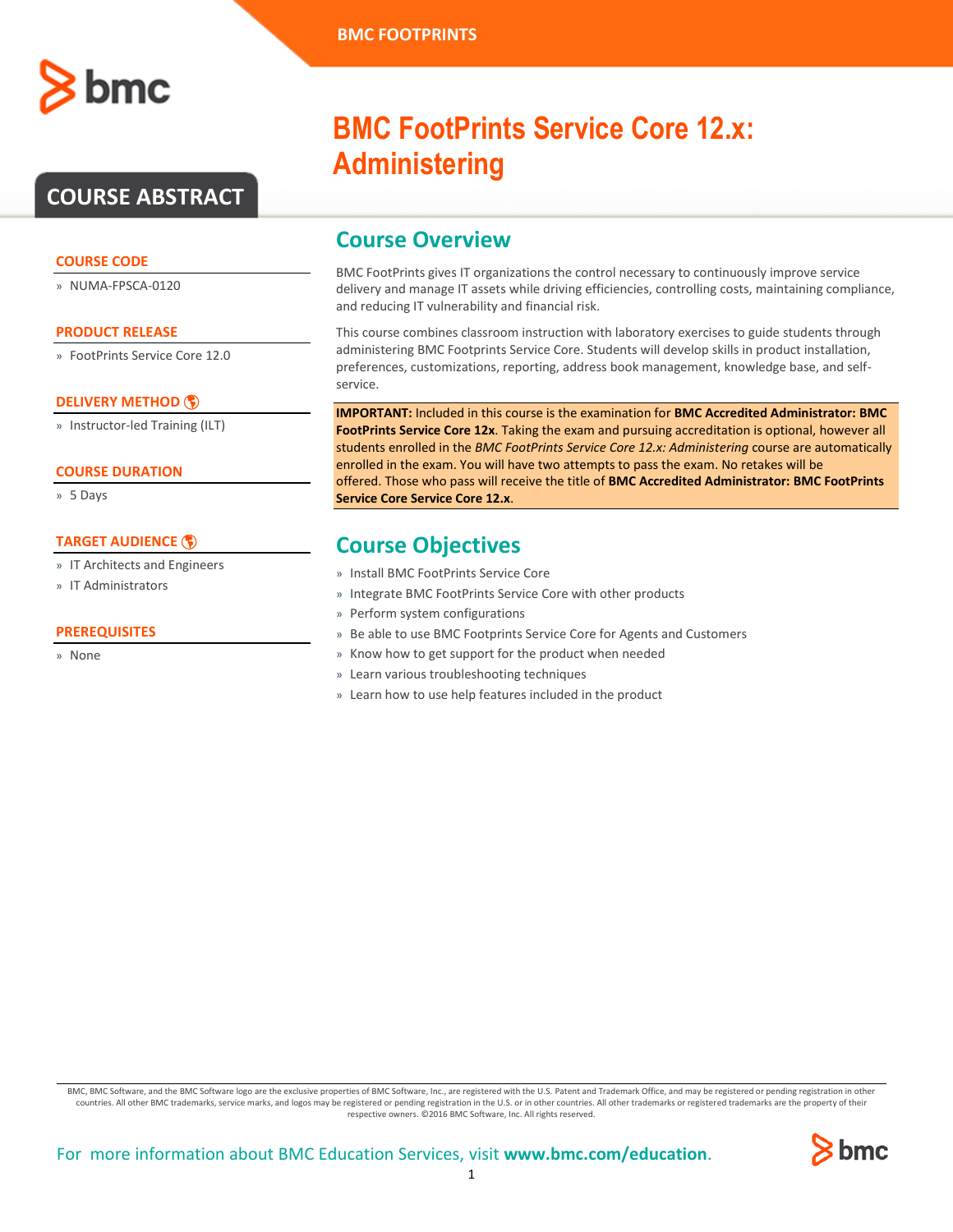BMC FOOTPRINTS

# BMC FootPrints Service Core 12.x: Administering

## COURSE ABSTRACT

### COURSE CODE

» NUMA-FPSCA-0120

### PRODUCT RELEASE

» FootPrints Service Core 12.0

### DELIVERY METHOD

» Instructor-led Training (ILT)

### COURSE DURATION

» 5 Days

### TARGET AUDIENCE

» IT Architects and Engineers
» IT Administrators

### PREREQUISITES

» None

## Course Overview

BMC FootPrints gives IT organizations the control necessary to continuously improve service delivery and manage IT assets while driving efficiencies, controlling costs, maintaining compliance, and reducing IT vulnerability and financial risk.

This course combines classroom instruction with laboratory exercises to guide students through administering BMC Footprints Service Core. Students will develop skills in product installation, preferences, customizations, reporting, address book management, knowledge base, and self-service.

**IMPORTANT:** Included in this course is the examination for **BMC Accredited Administrator: BMC FootPrints Service Core 12x**. Taking the exam and pursuing accreditation is optional, however all students enrolled in the *BMC FootPrints Service Core 12.x: Administering* course are automatically enrolled in the exam. You will have two attempts to pass the exam. No retakes will be offered. Those who pass will receive the title of **BMC Accredited Administrator: BMC FootPrints Service Core Service Core 12.x**.

## Course Objectives

» Install BMC FootPrints Service Core
» Integrate BMC FootPrints Service Core with other products
» Perform system configurations
» Be able to use BMC Footprints Service Core for Agents and Customers
» Know how to get support for the product when needed
» Learn various troubleshooting techniques
» Learn how to use help features included in the product

BMC, BMC Software, and the BMC Software logo are the exclusive properties of BMC Software, Inc., are registered with the U.S. Patent and Trademark Office, and may be registered or pending registration in other countries. All other BMC trademarks, service marks, and logos may be registered or pending registration in the U.S. or in other countries. All other trademarks or registered trademarks are the property of their respective owners. ©2016 BMC Software, Inc. All rights reserved.

For more information about BMC Education Services, visit **www.bmc.com/education**.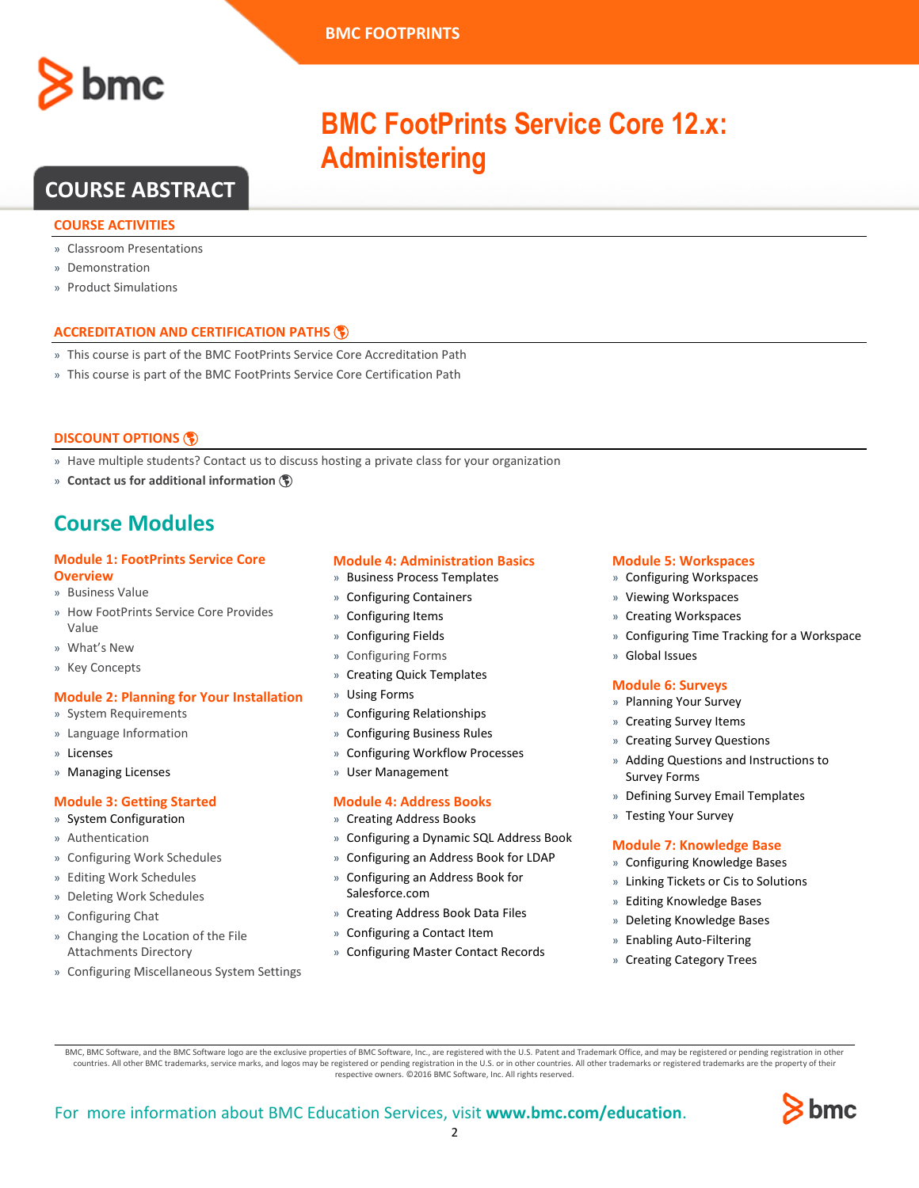# BMC FootPrints Service Core 12.x: Administering

## COURSE ABSTRACT

### COURSE ACTIVITIES

- Classroom Presentations
- Demonstration
- Product Simulations

### ACCREDITATION AND CERTIFICATION PATHS

- This course is part of the BMC FootPrints Service Core Accreditation Path
- This course is part of the BMC FootPrints Service Core Certification Path

### DISCOUNT OPTIONS

- Have multiple students? Contact us to discuss hosting a private class for your organization
- **Contact us for additional information**

## Course Modules

### Module 1: FootPrints Service Core Overview

- Business Value
- How FootPrints Service Core Provides Value
- What's New
- Key Concepts

### Module 2: Planning for Your Installation

- System Requirements
- Language Information
- Licenses
- Managing Licenses

### Module 3: Getting Started

- System Configuration
- Authentication
- Configuring Work Schedules
- Editing Work Schedules
- Deleting Work Schedules
- Configuring Chat
- Changing the Location of the File Attachments Directory
- Configuring Miscellaneous System Settings

### Module 4: Administration Basics

- Business Process Templates
- Configuring Containers
- Configuring Items
- Configuring Fields
- Configuring Forms
- Creating Quick Templates
- Using Forms
- Configuring Relationships
- Configuring Business Rules
- Configuring Workflow Processes
- User Management

### Module 4: Address Books

- Creating Address Books
- Configuring a Dynamic SQL Address Book
- Configuring an Address Book for LDAP
- Configuring an Address Book for Salesforce.com
- Creating Address Book Data Files
- Configuring a Contact Item
- Configuring Master Contact Records

### Module 5: Workspaces

- Configuring Workspaces
- Viewing Workspaces
- Creating Workspaces
- Configuring Time Tracking for a Workspace
- Global Issues

### Module 6: Surveys

- Planning Your Survey
- Creating Survey Items
- Creating Survey Questions
- Adding Questions and Instructions to Survey Forms
- Defining Survey Email Templates
- Testing Your Survey

### Module 7: Knowledge Base

- Configuring Knowledge Bases
- Linking Tickets or Cis to Solutions
- Editing Knowledge Bases
- Deleting Knowledge Bases
- Enabling Auto-Filtering
- Creating Category Trees

BMC, BMC Software, and the BMC Software logo are the exclusive properties of BMC Software, Inc., are registered with the U.S. Patent and Trademark Office, and may be registered or pending registration in other countries. All other BMC trademarks, service marks, and logos may be registered or pending registration in the U.S. or in other countries. All other trademarks or registered trademarks are the property of their respective owners. ©2016 BMC Software, Inc. All rights reserved.

For more information about BMC Education Services, visit **www.bmc.com/education**.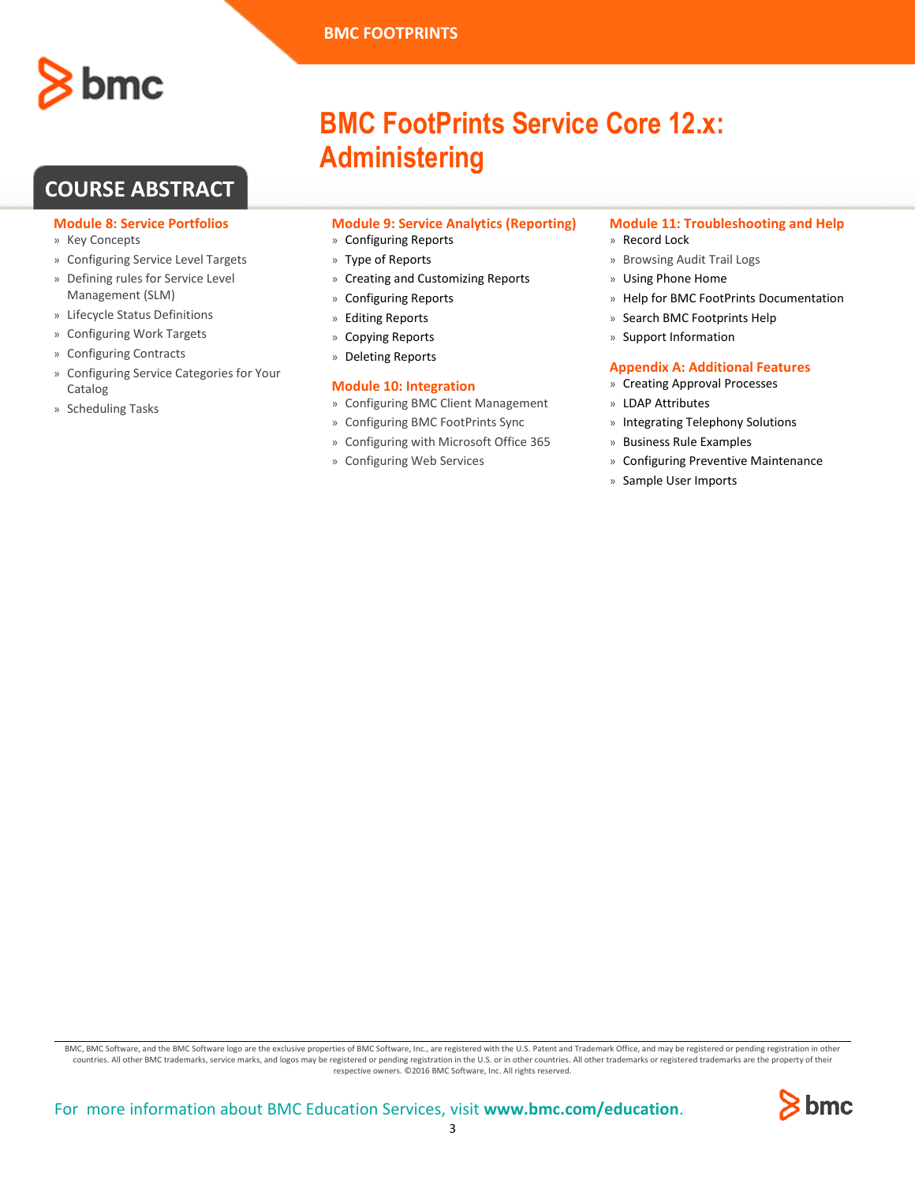# BMC FootPrints Service Core 12.x: Administering

## COURSE ABSTRACT

### Module 8: Service Portfolios

- Key Concepts
- Configuring Service Level Targets
- Defining rules for Service Level Management (SLM)
- Lifecycle Status Definitions
- Configuring Work Targets
- Configuring Contracts
- Configuring Service Categories for Your Catalog
- Scheduling Tasks

### Module 9: Service Analytics (Reporting)

- Configuring Reports
- Type of Reports
- Creating and Customizing Reports
- Configuring Reports
- Editing Reports
- Copying Reports
- Deleting Reports

### Module 10: Integration

- Configuring BMC Client Management
- Configuring BMC FootPrints Sync
- Configuring with Microsoft Office 365
- Configuring Web Services

### Module 11: Troubleshooting and Help

- Record Lock
- Browsing Audit Trail Logs
- Using Phone Home
- Help for BMC FootPrints Documentation
- Search BMC Footprints Help
- Support Information

### Appendix A: Additional Features

- Creating Approval Processes
- LDAP Attributes
- Integrating Telephony Solutions
- Business Rule Examples
- Configuring Preventive Maintenance
- Sample User Imports

BMC, BMC Software, and the BMC Software logo are the exclusive properties of BMC Software, Inc., are registered with the U.S. Patent and Trademark Office, and may be registered or pending registration in other countries. All other BMC trademarks, service marks, and logos may be registered or pending registration in the U.S. or in other countries. All other trademarks or registered trademarks are the property of their respective owners. ©2016 BMC Software, Inc. All rights reserved.

For more information about BMC Education Services, visit **www.bmc.com/education**.